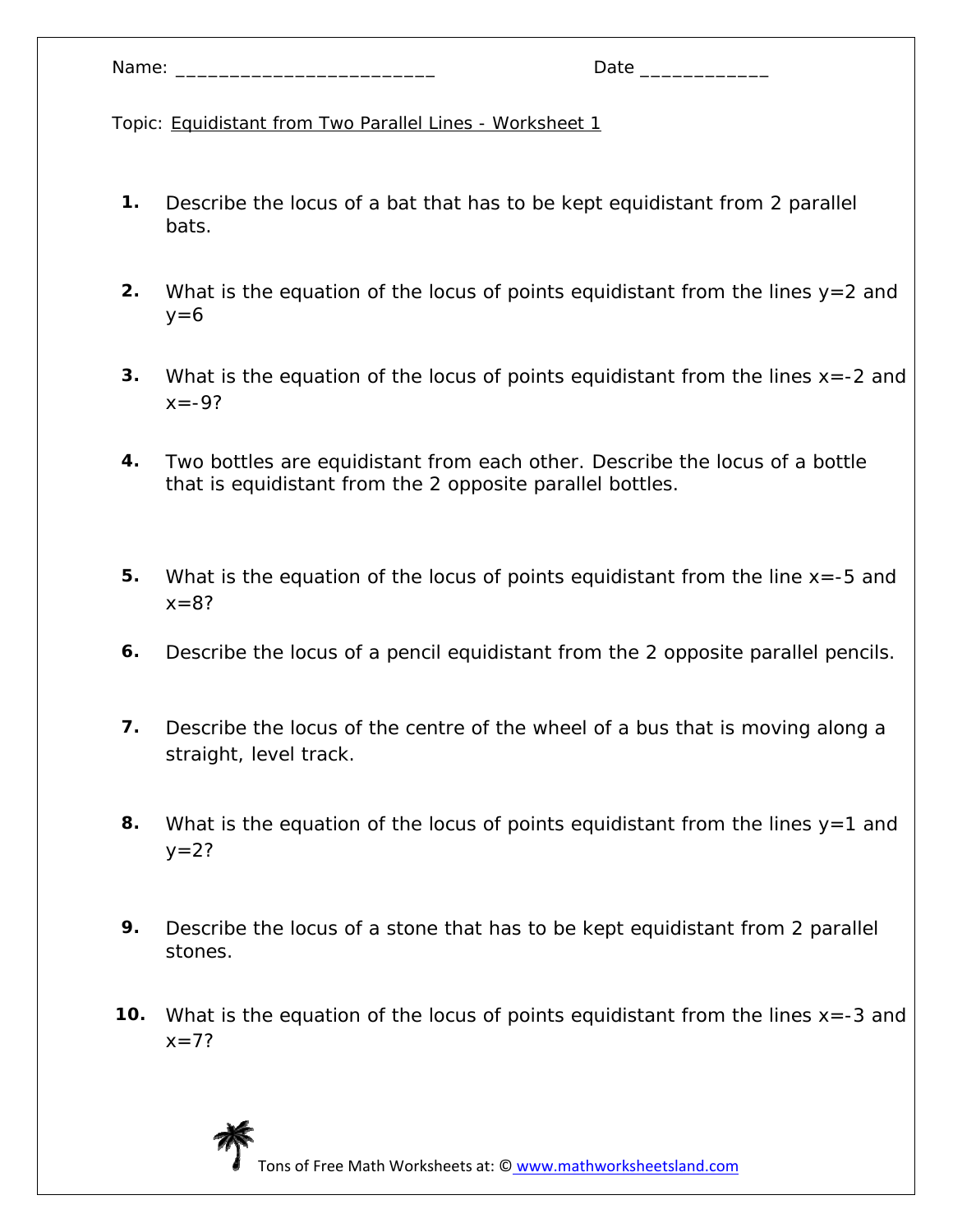Name: ________________________ Date ____________

Topic: Equidistant from Two Parallel Lines - Worksheet 1

1. Describe the locus of a bat that has to be kept equidistant from 2 parallel bats.

2. What is the equation of the locus of points equidistant from the lines $y=2$ and $y=6$

3. What is the equation of the locus of points equidistant from the lines $x=-2$ and $x=-9$?

4. Two bottles are equidistant from each other. Describe the locus of a bottle that is equidistant from the 2 opposite parallel bottles.

5. What is the equation of the locus of points equidistant from the line $x=-5$ and $x=8$?

6. Describe the locus of a pencil equidistant from the 2 opposite parallel pencils.

7. Describe the locus of the centre of the wheel of a bus that is moving along a straight, level track.

8. What is the equation of the locus of points equidistant from the lines $y=1$ and $y=2$?

9. Describe the locus of a stone that has to be kept equidistant from 2 parallel stones.

10. What is the equation of the locus of points equidistant from the lines $x=-3$ and $x=7$?

Tons of Free Math Worksheets at: © www.mathworksheetsland.com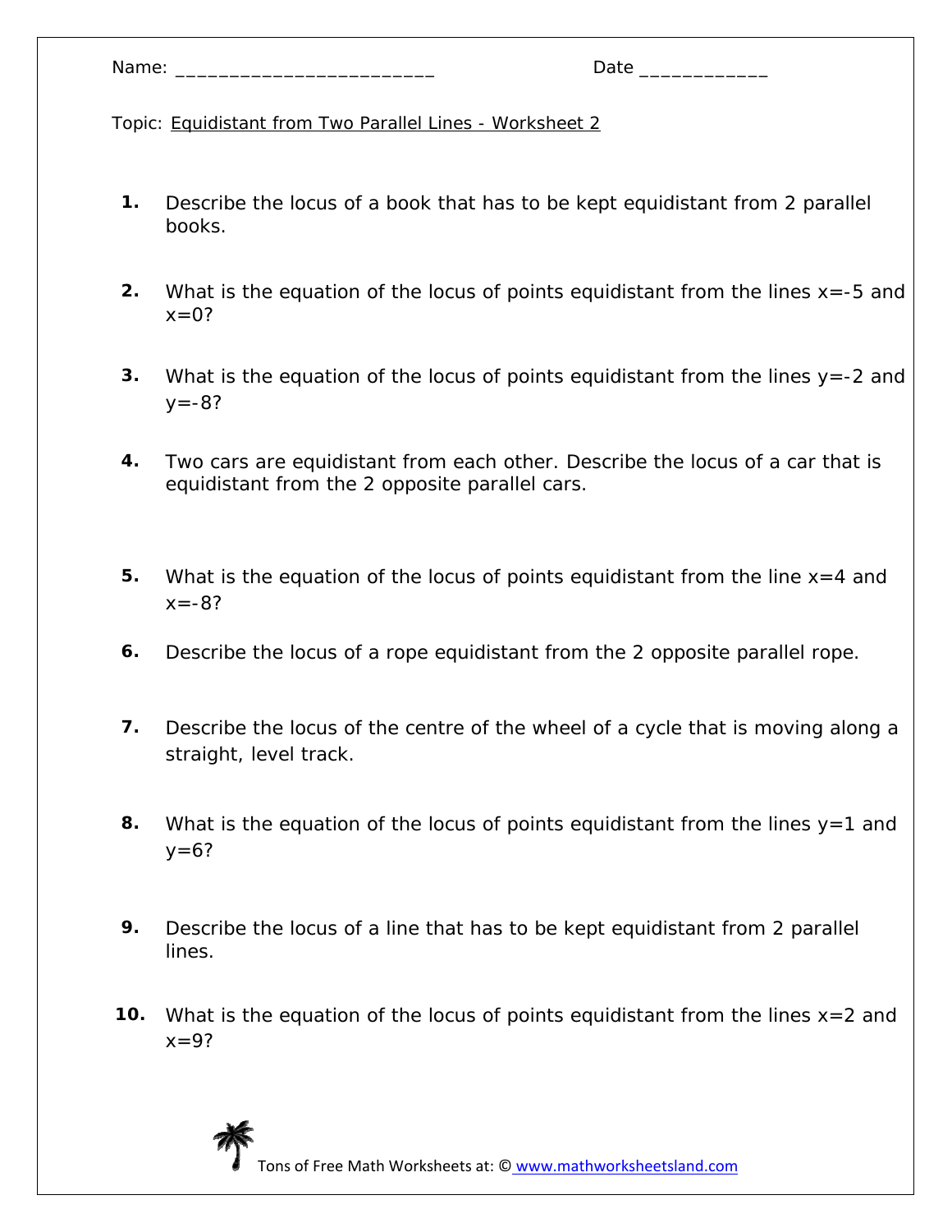Name: ________________________ Date ____________

Topic: Equidistant from Two Parallel Lines - Worksheet 2

1. Describe the locus of a book that has to be kept equidistant from 2 parallel books.

2. What is the equation of the locus of points equidistant from the lines $x=-5$ and $x=0$?

3. What is the equation of the locus of points equidistant from the lines $y=-2$ and $y=-8$?

4. Two cars are equidistant from each other. Describe the locus of a car that is equidistant from the 2 opposite parallel cars.

5. What is the equation of the locus of points equidistant from the line $x=4$ and $x=-8$?

6. Describe the locus of a rope equidistant from the 2 opposite parallel rope.

7. Describe the locus of the centre of the wheel of a cycle that is moving along a straight, level track.

8. What is the equation of the locus of points equidistant from the lines $y=1$ and $y=6$?

9. Describe the locus of a line that has to be kept equidistant from 2 parallel lines.

10. What is the equation of the locus of points equidistant from the lines $x=2$ and $x=9$?

Tons of Free Math Worksheets at: © www.mathworksheetsland.com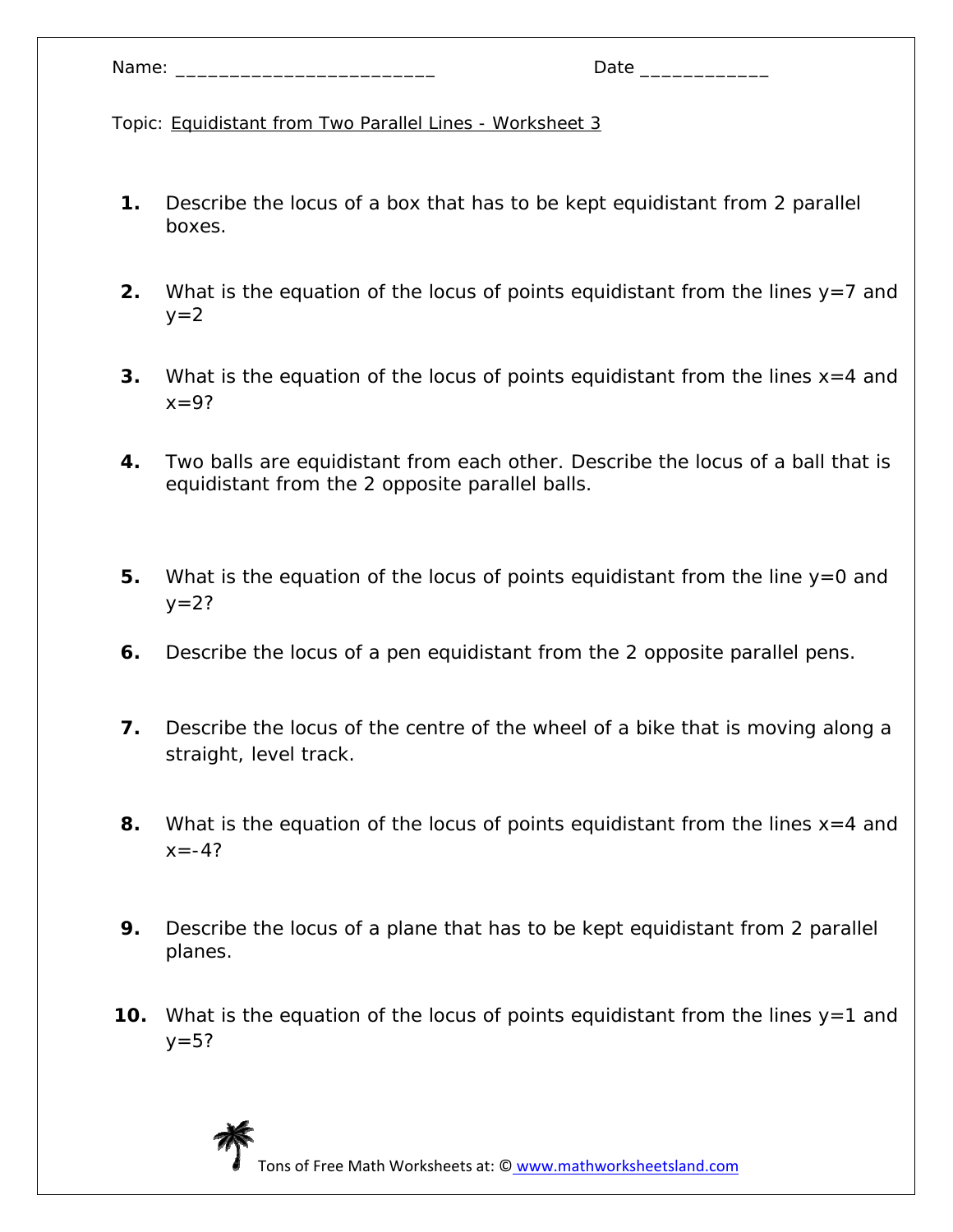Name: ________________________ Date ____________

Topic: Equidistant from Two Parallel Lines - Worksheet 3

1. Describe the locus of a box that has to be kept equidistant from 2 parallel boxes.

2. What is the equation of the locus of points equidistant from the lines $y=7$ and $y=2$

3. What is the equation of the locus of points equidistant from the lines $x=4$ and $x=9$?

4. Two balls are equidistant from each other. Describe the locus of a ball that is equidistant from the 2 opposite parallel balls.

5. What is the equation of the locus of points equidistant from the line $y=0$ and $y=2$?

6. Describe the locus of a pen equidistant from the 2 opposite parallel pens.

7. Describe the locus of the centre of the wheel of a bike that is moving along a straight, level track.

8. What is the equation of the locus of points equidistant from the lines $x=4$ and $x=-4$?

9. Describe the locus of a plane that has to be kept equidistant from 2 parallel planes.

10. What is the equation of the locus of points equidistant from the lines $y=1$ and $y=5$?

Tons of Free Math Worksheets at: © www.mathworksheetsland.com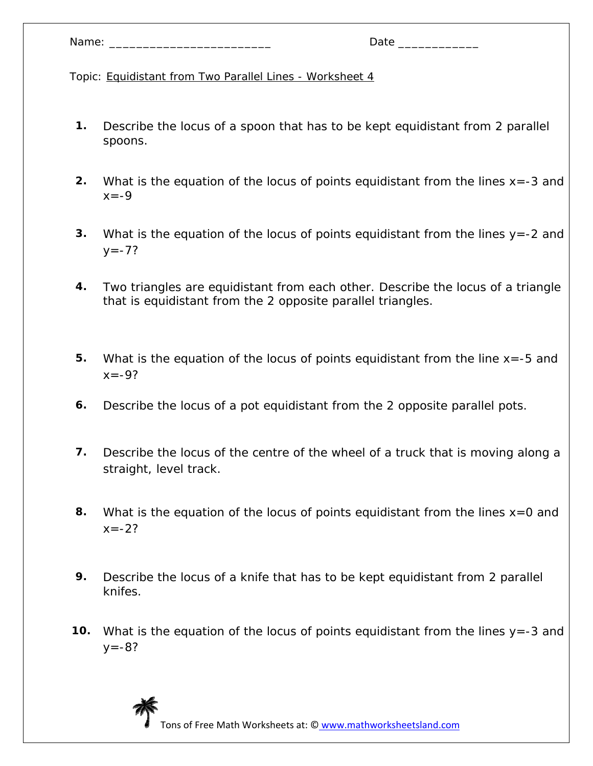Name: ________________________ Date ____________

Topic: Equidistant from Two Parallel Lines - Worksheet 4

1. Describe the locus of a spoon that has to be kept equidistant from 2 parallel spoons.

2. What is the equation of the locus of points equidistant from the lines $x=-3$ and $x=-9$

3. What is the equation of the locus of points equidistant from the lines $y=-2$ and $y=-7$?

4. Two triangles are equidistant from each other. Describe the locus of a triangle that is equidistant from the 2 opposite parallel triangles.

5. What is the equation of the locus of points equidistant from the line $x=-5$ and $x=-9$?

6. Describe the locus of a pot equidistant from the 2 opposite parallel pots.

7. Describe the locus of the centre of the wheel of a truck that is moving along a straight, level track.

8. What is the equation of the locus of points equidistant from the lines $x=0$ and $x=-2$?

9. Describe the locus of a knife that has to be kept equidistant from 2 parallel knifes.

10. What is the equation of the locus of points equidistant from the lines $y=-3$ and $y=-8$?

Tons of Free Math Worksheets at: © www.mathworksheetsland.com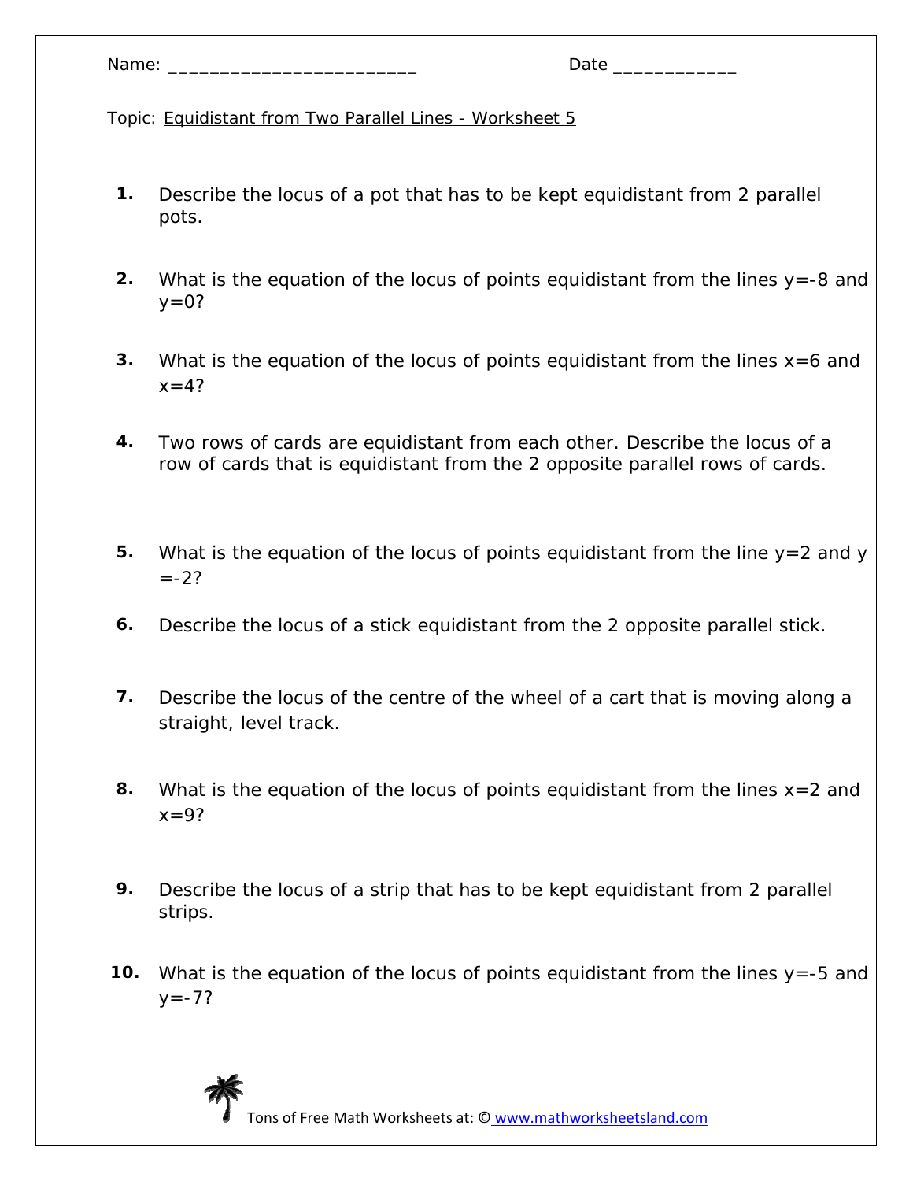Name: ________________________ Date ____________

Topic: Equidistant from Two Parallel Lines - Worksheet 5

1. Describe the locus of a pot that has to be kept equidistant from 2 parallel pots.

2. What is the equation of the locus of points equidistant from the lines $y=-8$ and $y=0$?

3. What is the equation of the locus of points equidistant from the lines $x=6$ and $x=4$?

4. Two rows of cards are equidistant from each other. Describe the locus of a row of cards that is equidistant from the 2 opposite parallel rows of cards.

5. What is the equation of the locus of points equidistant from the line $y=2$ and $y=-2$?

6. Describe the locus of a stick equidistant from the 2 opposite parallel stick.

7. Describe the locus of the centre of the wheel of a cart that is moving along a straight, level track.

8. What is the equation of the locus of points equidistant from the lines $x=2$ and $x=9$?

9. Describe the locus of a strip that has to be kept equidistant from 2 parallel strips.

10. What is the equation of the locus of points equidistant from the lines $y=-5$ and $y=-7$?

Tons of Free Math Worksheets at: © www.mathworksheetsland.com